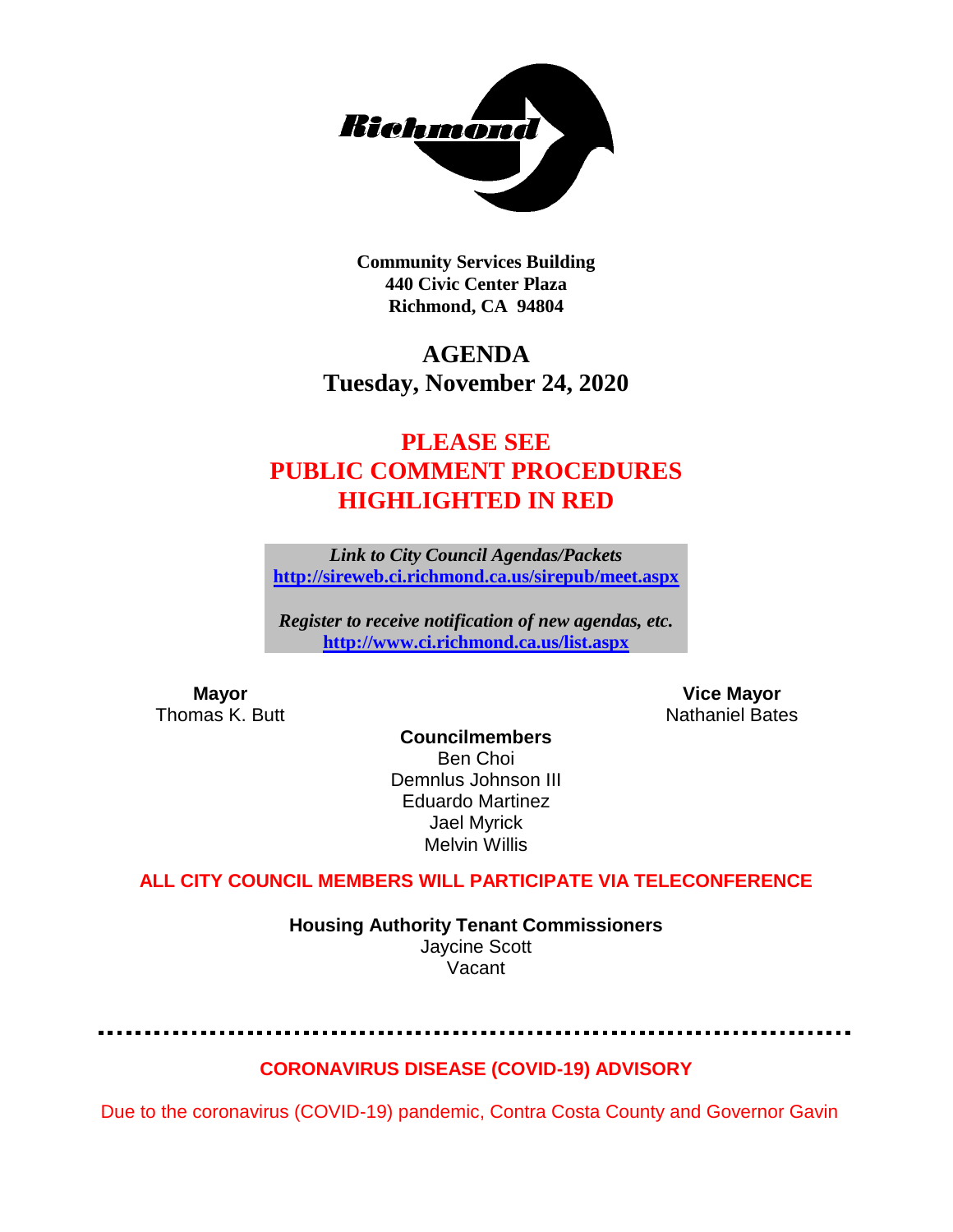**Richmond**

**Community Services Building**
**440 Civic Center Plaza**
**Richmond, CA 94804**

# AGENDA
## Tuesday, November 24, 2020

## PLEASE SEE PUBLIC COMMENT PROCEDURES HIGHLIGHTED IN RED

***Link to City Council Agendas/Packets***
**http://sireweb.ci.richmond.ca.us/sirepub/meet.aspx**

***Register to receive notification of new agendas, etc.***
**http://www.ci.richmond.ca.us/list.aspx**

**Mayor**
Thomas K. Butt

**Vice Mayor**
Nathaniel Bates

**Councilmembers**
Ben Choi
Demnlus Johnson III
Eduardo Martinez
Jael Myrick
Melvin Willis

**ALL CITY COUNCIL MEMBERS WILL PARTICIPATE VIA TELECONFERENCE**

**Housing Authority Tenant Commissioners**
Jaycine Scott
Vacant

---

**CORONAVIRUS DISEASE (COVID-19) ADVISORY**

Due to the coronavirus (COVID-19) pandemic, Contra Costa County and Governor Gavin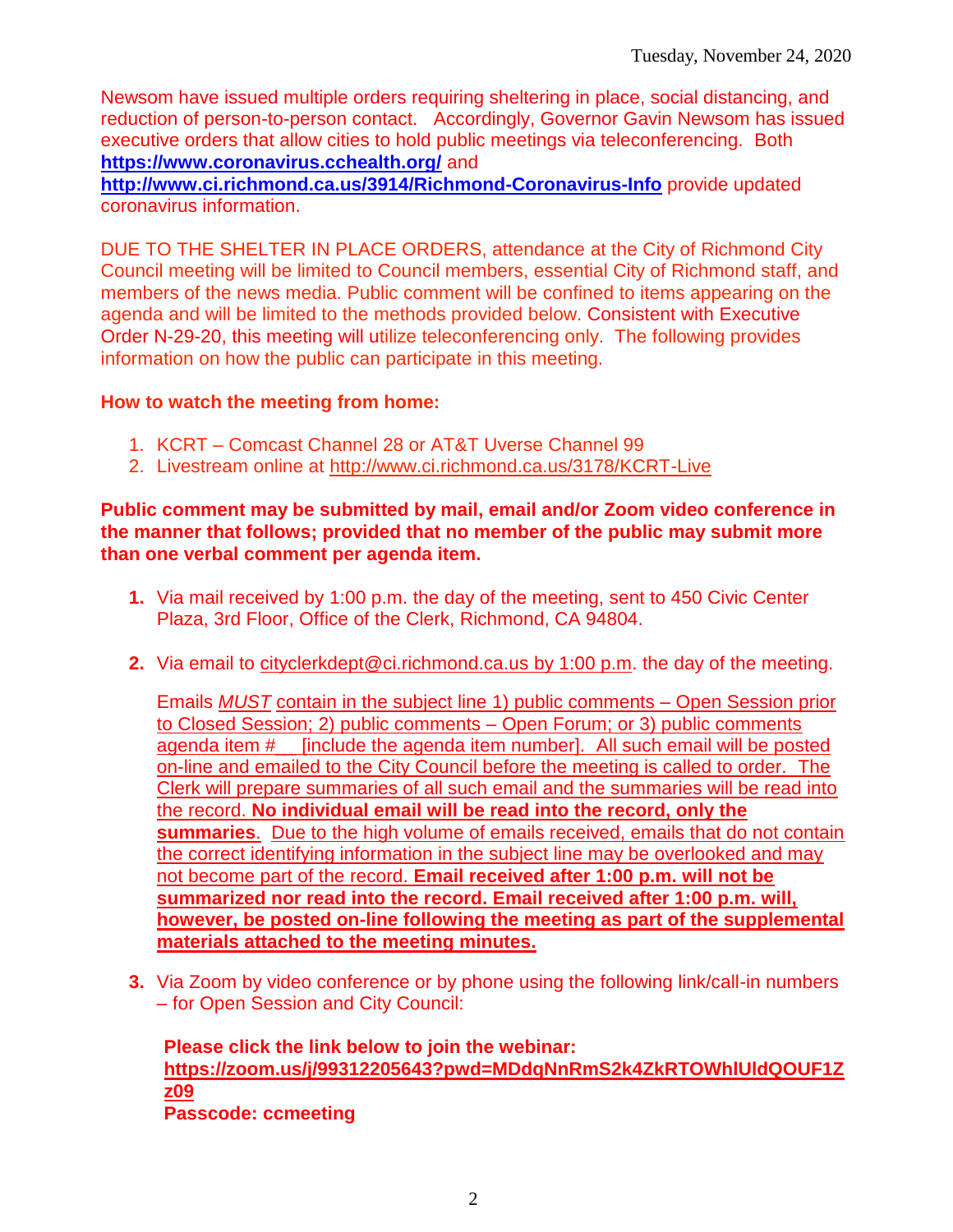Newsom have issued multiple orders requiring sheltering in place, social distancing, and reduction of person-to-person contact. Accordingly, Governor Gavin Newsom has issued executive orders that allow cities to hold public meetings via teleconferencing. Both **https://www.coronavirus.cchealth.org/** and **http://www.ci.richmond.ca.us/3914/Richmond-Coronavirus-Info** provide updated coronavirus information.

DUE TO THE SHELTER IN PLACE ORDERS, attendance at the City of Richmond City Council meeting will be limited to Council members, essential City of Richmond staff, and members of the news media. Public comment will be confined to items appearing on the agenda and will be limited to the methods provided below. Consistent with Executive Order N-29-20, this meeting will utilize teleconferencing only. The following provides information on how the public can participate in this meeting.

**How to watch the meeting from home:**

1. KCRT – Comcast Channel 28 or AT&T Uverse Channel 99
2. Livestream online at http://www.ci.richmond.ca.us/3178/KCRT-Live

**Public comment may be submitted by mail, email and/or Zoom video conference in the manner that follows; provided that no member of the public may submit more than one verbal comment per agenda item.**

1. Via mail received by 1:00 p.m. the day of the meeting, sent to 450 Civic Center Plaza, 3rd Floor, Office of the Clerk, Richmond, CA 94804.

2. Via email to cityclerkdept@ci.richmond.ca.us by 1:00 p.m. the day of the meeting.

   Emails *MUST* contain in the subject line 1) public comments – Open Session prior to Closed Session; 2) public comments – Open Forum; or 3) public comments agenda item #\_\_ [include the agenda item number]. All such email will be posted on-line and emailed to the City Council before the meeting is called to order. The Clerk will prepare summaries of all such email and the summaries will be read into the record. **No individual email will be read into the record, only the summaries**. Due to the high volume of emails received, emails that do not contain the correct identifying information in the subject line may be overlooked and may not become part of the record. **Email received after 1:00 p.m. will not be summarized nor read into the record. Email received after 1:00 p.m. will, however, be posted on-line following the meeting as part of the supplemental materials attached to the meeting minutes.**

3. Via Zoom by video conference or by phone using the following link/call-in numbers – for Open Session and City Council:

   **Please click the link below to join the webinar:**
   **https://zoom.us/j/99312205643?pwd=MDdqNnRmS2k4ZkRTOWhlUldQOUF1Zz09**
   **Passcode: ccmeeting**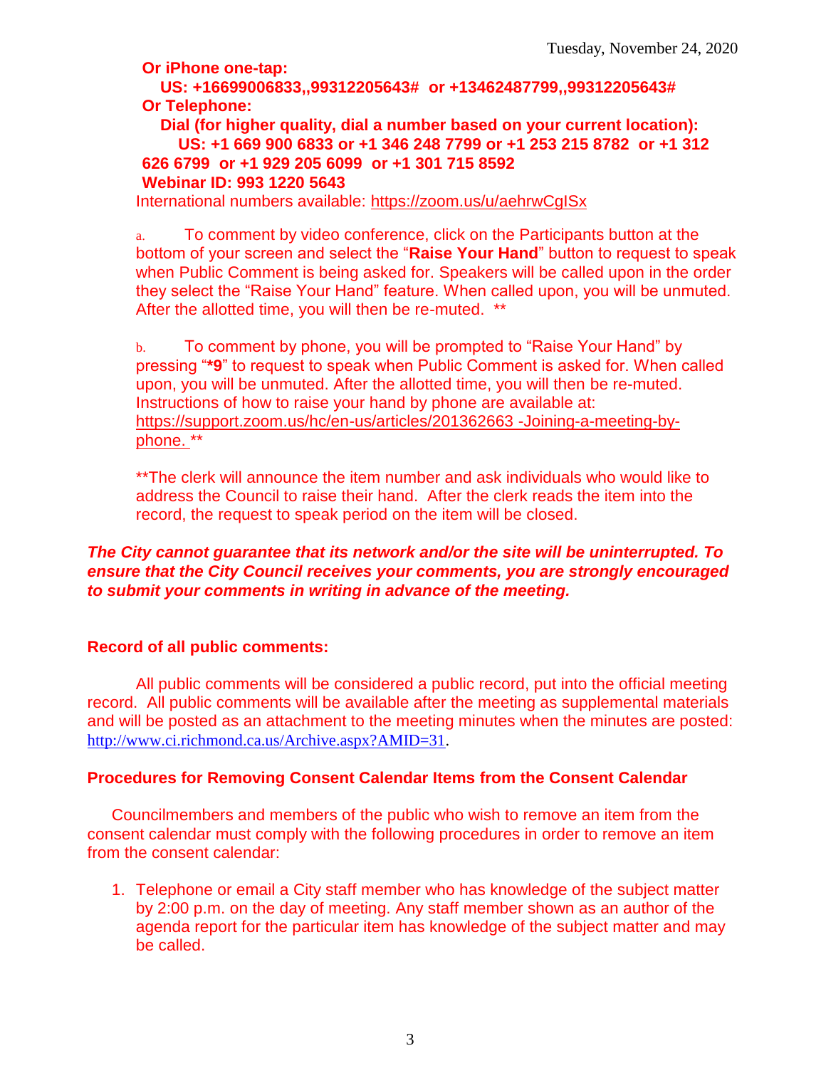**Or iPhone one-tap:**

**US: +16699006833,,99312205643# or +13462487799,,99312205643#**

**Or Telephone:**

**Dial (for higher quality, dial a number based on your current location):**

**US: +1 669 900 6833 or +1 346 248 7799 or +1 253 215 8782 or +1 312 626 6799 or +1 929 205 6099 or +1 301 715 8592**

**Webinar ID: 993 1220 5643**

International numbers available: https://zoom.us/u/aehrwCgISx

a. To comment by video conference, click on the Participants button at the bottom of your screen and select the "**Raise Your Hand**" button to request to speak when Public Comment is being asked for. Speakers will be called upon in the order they select the "Raise Your Hand" feature. When called upon, you will be unmuted. After the allotted time, you will then be re-muted. **

b. To comment by phone, you will be prompted to "Raise Your Hand" by pressing "***9**" to request to speak when Public Comment is asked for. When called upon, you will be unmuted. After the allotted time, you will then be re-muted. Instructions of how to raise your hand by phone are available at: https://support.zoom.us/hc/en-us/articles/201362663 -Joining-a-meeting-by-phone. **

**The clerk will announce the item number and ask individuals who would like to address the Council to raise their hand. After the clerk reads the item into the record, the request to speak period on the item will be closed.

***The City cannot guarantee that its network and/or the site will be uninterrupted. To ensure that the City Council receives your comments, you are strongly encouraged to submit your comments in writing in advance of the meeting.***

**Record of all public comments:**

All public comments will be considered a public record, put into the official meeting record. All public comments will be available after the meeting as supplemental materials and will be posted as an attachment to the meeting minutes when the minutes are posted: http://www.ci.richmond.ca.us/Archive.aspx?AMID=31.

**Procedures for Removing Consent Calendar Items from the Consent Calendar**

Councilmembers and members of the public who wish to remove an item from the consent calendar must comply with the following procedures in order to remove an item from the consent calendar:

1. Telephone or email a City staff member who has knowledge of the subject matter by 2:00 p.m. on the day of meeting. Any staff member shown as an author of the agenda report for the particular item has knowledge of the subject matter and may be called.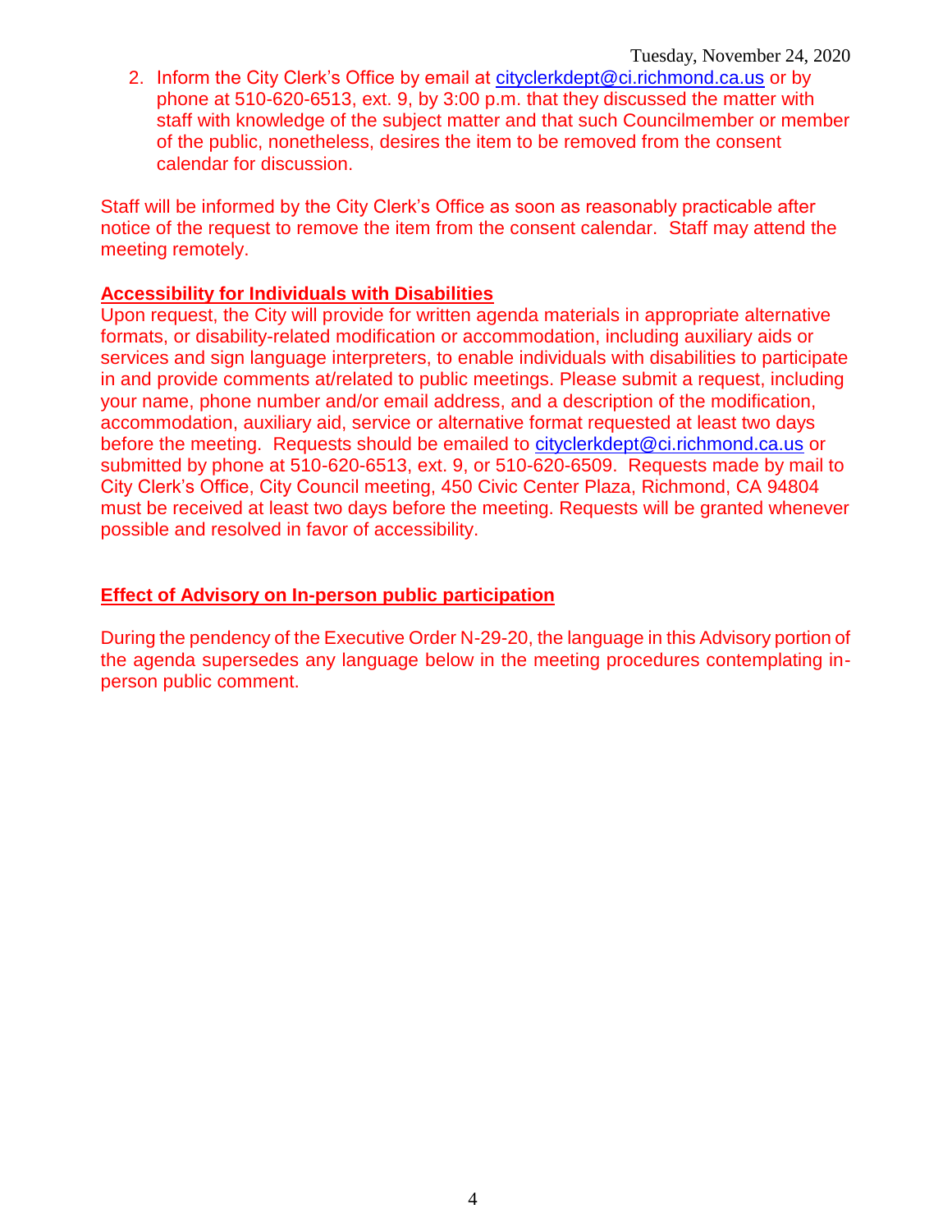2. Inform the City Clerk's Office by email at cityclerkdept@ci.richmond.ca.us or by phone at 510-620-6513, ext. 9, by 3:00 p.m. that they discussed the matter with staff with knowledge of the subject matter and that such Councilmember or member of the public, nonetheless, desires the item to be removed from the consent calendar for discussion.

Staff will be informed by the City Clerk's Office as soon as reasonably practicable after notice of the request to remove the item from the consent calendar. Staff may attend the meeting remotely.

**Accessibility for Individuals with Disabilities**

Upon request, the City will provide for written agenda materials in appropriate alternative formats, or disability-related modification or accommodation, including auxiliary aids or services and sign language interpreters, to enable individuals with disabilities to participate in and provide comments at/related to public meetings. Please submit a request, including your name, phone number and/or email address, and a description of the modification, accommodation, auxiliary aid, service or alternative format requested at least two days before the meeting. Requests should be emailed to cityclerkdept@ci.richmond.ca.us or submitted by phone at 510-620-6513, ext. 9, or 510-620-6509. Requests made by mail to City Clerk's Office, City Council meeting, 450 Civic Center Plaza, Richmond, CA 94804 must be received at least two days before the meeting. Requests will be granted whenever possible and resolved in favor of accessibility.

**Effect of Advisory on In-person public participation**

During the pendency of the Executive Order N-29-20, the language in this Advisory portion of the agenda supersedes any language below in the meeting procedures contemplating in-person public comment.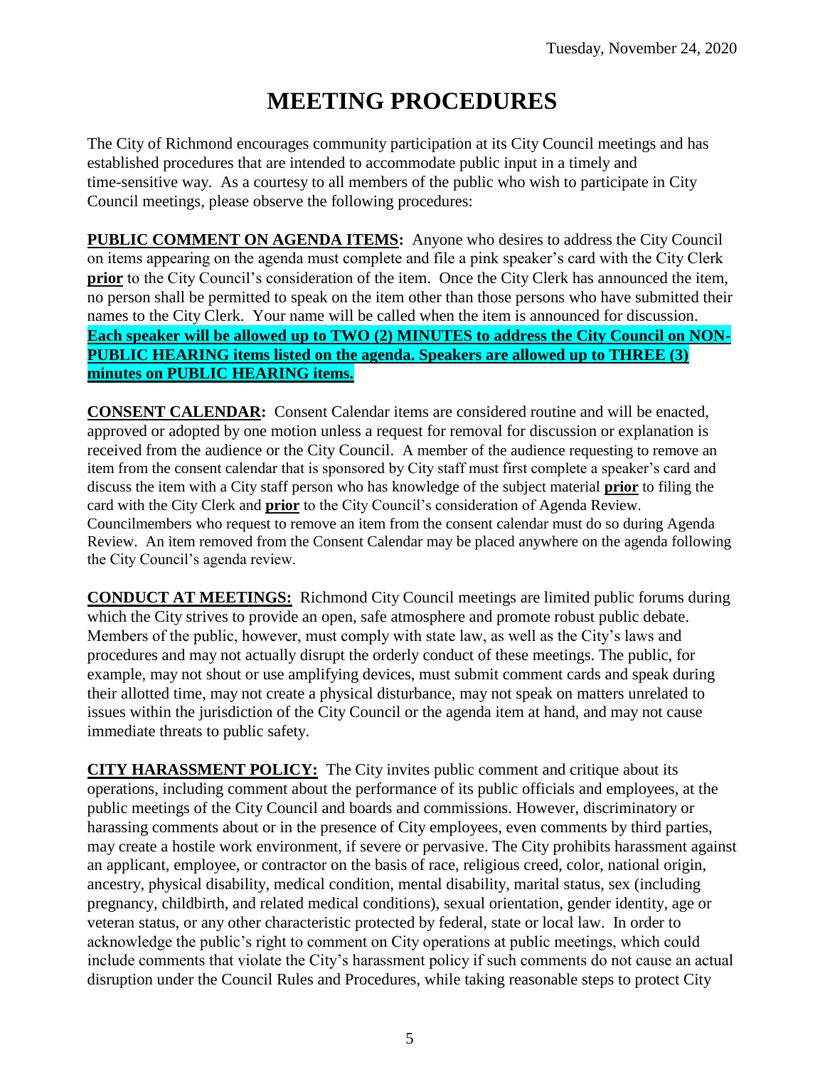# MEETING PROCEDURES

The City of Richmond encourages community participation at its City Council meetings and has established procedures that are intended to accommodate public input in a timely and time-sensitive way. As a courtesy to all members of the public who wish to participate in City Council meetings, please observe the following procedures:

**PUBLIC COMMENT ON AGENDA ITEMS:** Anyone who desires to address the City Council on items appearing on the agenda must complete and file a pink speaker's card with the City Clerk **prior** to the City Council's consideration of the item. Once the City Clerk has announced the item, no person shall be permitted to speak on the item other than those persons who have submitted their names to the City Clerk. Your name will be called when the item is announced for discussion. **Each speaker will be allowed up to TWO (2) MINUTES to address the City Council on NON-PUBLIC HEARING items listed on the agenda. Speakers are allowed up to THREE (3) minutes on PUBLIC HEARING items.**

**CONSENT CALENDAR:** Consent Calendar items are considered routine and will be enacted, approved or adopted by one motion unless a request for removal for discussion or explanation is received from the audience or the City Council. A member of the audience requesting to remove an item from the consent calendar that is sponsored by City staff must first complete a speaker's card and discuss the item with a City staff person who has knowledge of the subject material **prior** to filing the card with the City Clerk and **prior** to the City Council's consideration of Agenda Review. Councilmembers who request to remove an item from the consent calendar must do so during Agenda Review. An item removed from the Consent Calendar may be placed anywhere on the agenda following the City Council's agenda review.

**CONDUCT AT MEETINGS:** Richmond City Council meetings are limited public forums during which the City strives to provide an open, safe atmosphere and promote robust public debate. Members of the public, however, must comply with state law, as well as the City's laws and procedures and may not actually disrupt the orderly conduct of these meetings. The public, for example, may not shout or use amplifying devices, must submit comment cards and speak during their allotted time, may not create a physical disturbance, may not speak on matters unrelated to issues within the jurisdiction of the City Council or the agenda item at hand, and may not cause immediate threats to public safety.

**CITY HARASSMENT POLICY:** The City invites public comment and critique about its operations, including comment about the performance of its public officials and employees, at the public meetings of the City Council and boards and commissions. However, discriminatory or harassing comments about or in the presence of City employees, even comments by third parties, may create a hostile work environment, if severe or pervasive. The City prohibits harassment against an applicant, employee, or contractor on the basis of race, religious creed, color, national origin, ancestry, physical disability, medical condition, mental disability, marital status, sex (including pregnancy, childbirth, and related medical conditions), sexual orientation, gender identity, age or veteran status, or any other characteristic protected by federal, state or local law. In order to acknowledge the public's right to comment on City operations at public meetings, which could include comments that violate the City's harassment policy if such comments do not cause an actual disruption under the Council Rules and Procedures, while taking reasonable steps to protect City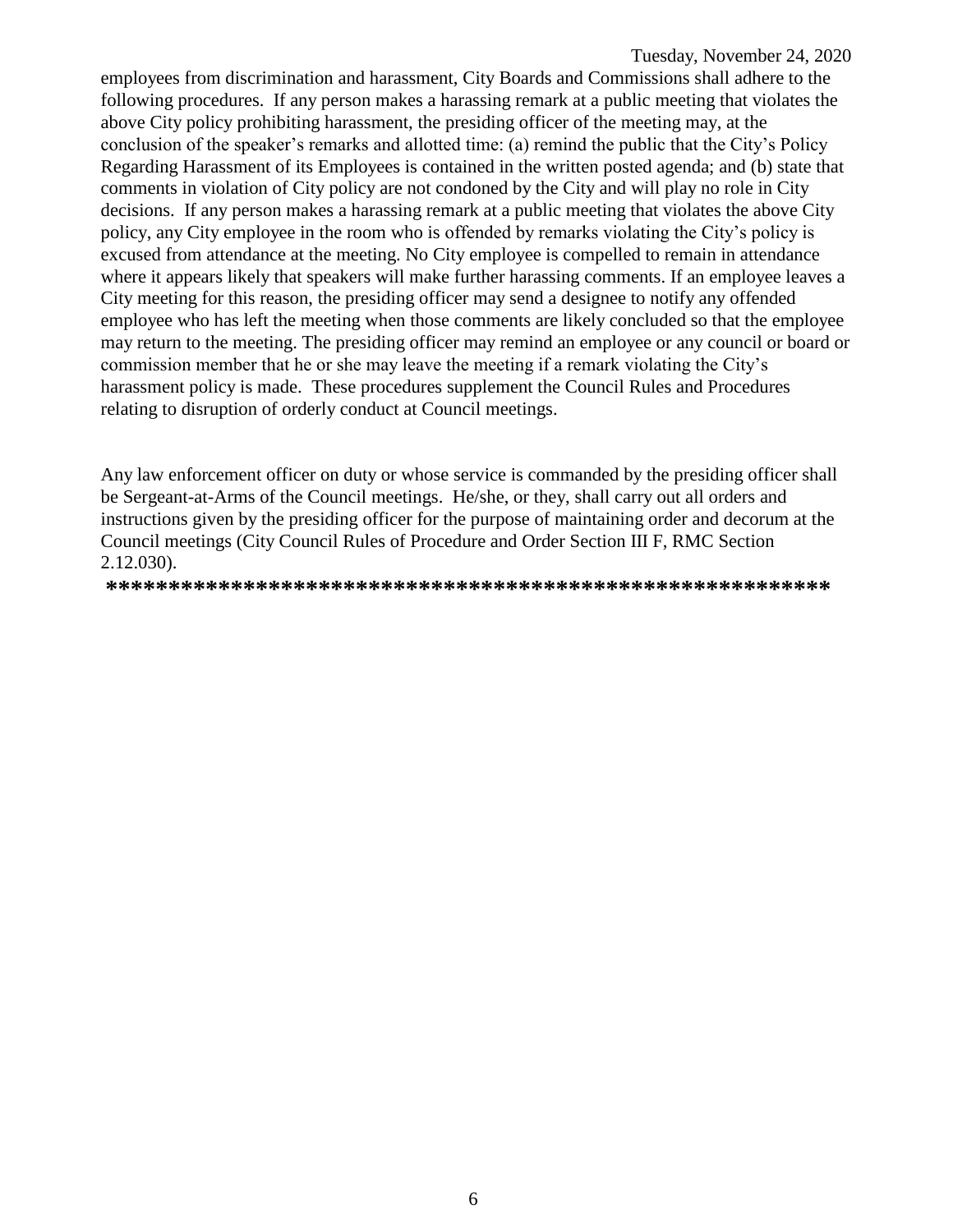employees from discrimination and harassment, City Boards and Commissions shall adhere to the following procedures. If any person makes a harassing remark at a public meeting that violates the above City policy prohibiting harassment, the presiding officer of the meeting may, at the conclusion of the speaker's remarks and allotted time: (a) remind the public that the City's Policy Regarding Harassment of its Employees is contained in the written posted agenda; and (b) state that comments in violation of City policy are not condoned by the City and will play no role in City decisions. If any person makes a harassing remark at a public meeting that violates the above City policy, any City employee in the room who is offended by remarks violating the City's policy is excused from attendance at the meeting. No City employee is compelled to remain in attendance where it appears likely that speakers will make further harassing comments. If an employee leaves a City meeting for this reason, the presiding officer may send a designee to notify any offended employee who has left the meeting when those comments are likely concluded so that the employee may return to the meeting. The presiding officer may remind an employee or any council or board or commission member that he or she may leave the meeting if a remark violating the City's harassment policy is made. These procedures supplement the Council Rules and Procedures relating to disruption of orderly conduct at Council meetings.

Any law enforcement officer on duty or whose service is commanded by the presiding officer shall be Sergeant-at-Arms of the Council meetings. He/she, or they, shall carry out all orders and instructions given by the presiding officer for the purpose of maintaining order and decorum at the Council meetings (City Council Rules of Procedure and Order Section III F, RMC Section 2.12.030).

**\*\*\*\*\*\*\*\*\*\*\*\*\*\*\*\*\*\*\*\*\*\*\*\*\*\*\*\*\*\*\*\*\*\*\*\*\*\*\*\*\*\*\*\*\*\*\*\*\*\*\*\*\*\*\*\*\*\***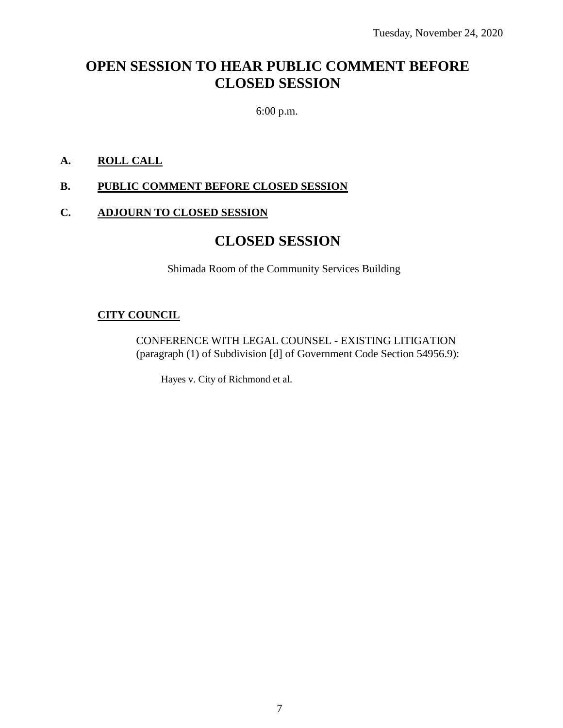Tuesday, November 24, 2020

# OPEN SESSION TO HEAR PUBLIC COMMENT BEFORE CLOSED SESSION

6:00 p.m.

**A. ROLL CALL**

**B. PUBLIC COMMENT BEFORE CLOSED SESSION**

**C. ADJOURN TO CLOSED SESSION**

# CLOSED SESSION

Shimada Room of the Community Services Building

**CITY COUNCIL**

CONFERENCE WITH LEGAL COUNSEL - EXISTING LITIGATION (paragraph (1) of Subdivision [d] of Government Code Section 54956.9):

Hayes v. City of Richmond et al.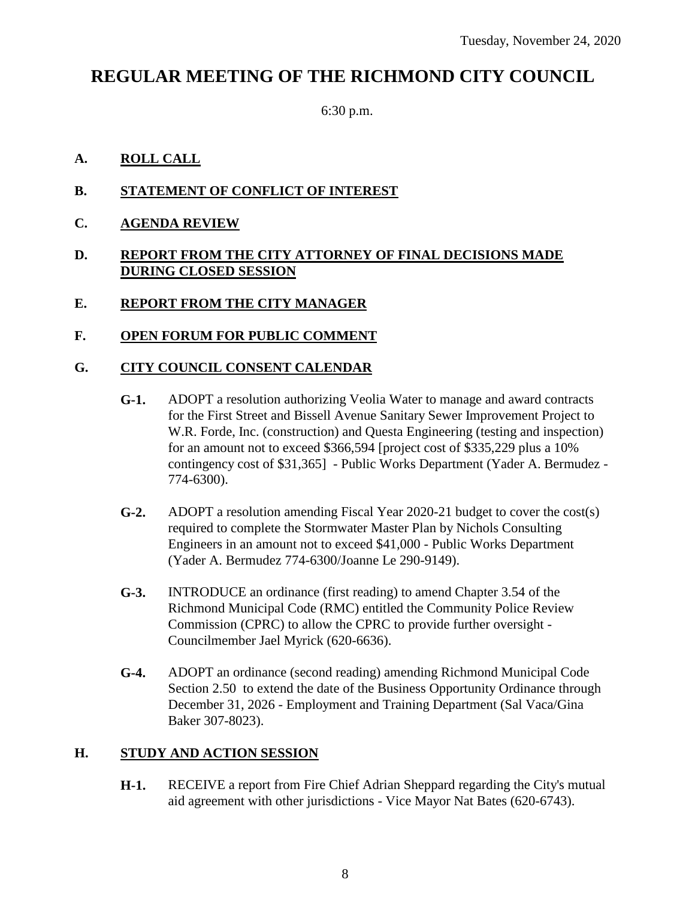Tuesday, November 24, 2020

# REGULAR MEETING OF THE RICHMOND CITY COUNCIL

6:30 p.m.

**A. ROLL CALL**

**B. STATEMENT OF CONFLICT OF INTEREST**

**C. AGENDA REVIEW**

**D. REPORT FROM THE CITY ATTORNEY OF FINAL DECISIONS MADE DURING CLOSED SESSION**

**E. REPORT FROM THE CITY MANAGER**

**F. OPEN FORUM FOR PUBLIC COMMENT**

**G. CITY COUNCIL CONSENT CALENDAR**

**G-1.** ADOPT a resolution authorizing Veolia Water to manage and award contracts for the First Street and Bissell Avenue Sanitary Sewer Improvement Project to W.R. Forde, Inc. (construction) and Questa Engineering (testing and inspection) for an amount not to exceed $366,594 [project cost of $335,229 plus a 10% contingency cost of $31,365] - Public Works Department (Yader A. Bermudez - 774-6300).

**G-2.** ADOPT a resolution amending Fiscal Year 2020-21 budget to cover the cost(s) required to complete the Stormwater Master Plan by Nichols Consulting Engineers in an amount not to exceed $41,000 - Public Works Department (Yader A. Bermudez 774-6300/Joanne Le 290-9149).

**G-3.** INTRODUCE an ordinance (first reading) to amend Chapter 3.54 of the Richmond Municipal Code (RMC) entitled the Community Police Review Commission (CPRC) to allow the CPRC to provide further oversight - Councilmember Jael Myrick (620-6636).

**G-4.** ADOPT an ordinance (second reading) amending Richmond Municipal Code Section 2.50 to extend the date of the Business Opportunity Ordinance through December 31, 2026 - Employment and Training Department (Sal Vaca/Gina Baker 307-8023).

**H. STUDY AND ACTION SESSION**

**H-1.** RECEIVE a report from Fire Chief Adrian Sheppard regarding the City's mutual aid agreement with other jurisdictions - Vice Mayor Nat Bates (620-6743).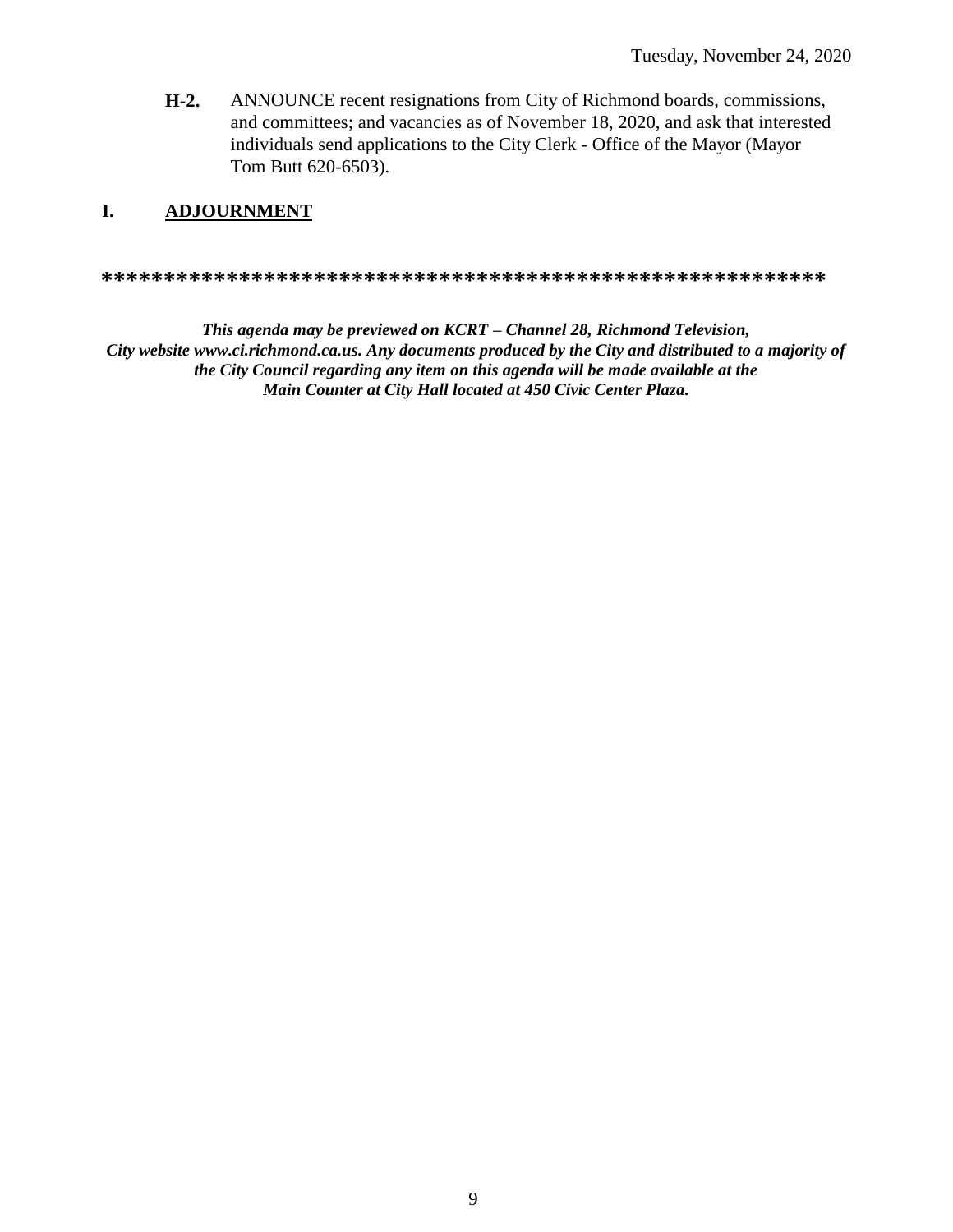**H-2.** ANNOUNCE recent resignations from City of Richmond boards, commissions, and committees; and vacancies as of November 18, 2020, and ask that interested individuals send applications to the City Clerk - Office of the Mayor (Mayor Tom Butt 620-6503).

## I. ADJOURNMENT

**********************************************************

***This agenda may be previewed on KCRT – Channel 28, Richmond Television, City website www.ci.richmond.ca.us. Any documents produced by the City and distributed to a majority of the City Council regarding any item on this agenda will be made available at the Main Counter at City Hall located at 450 Civic Center Plaza.***